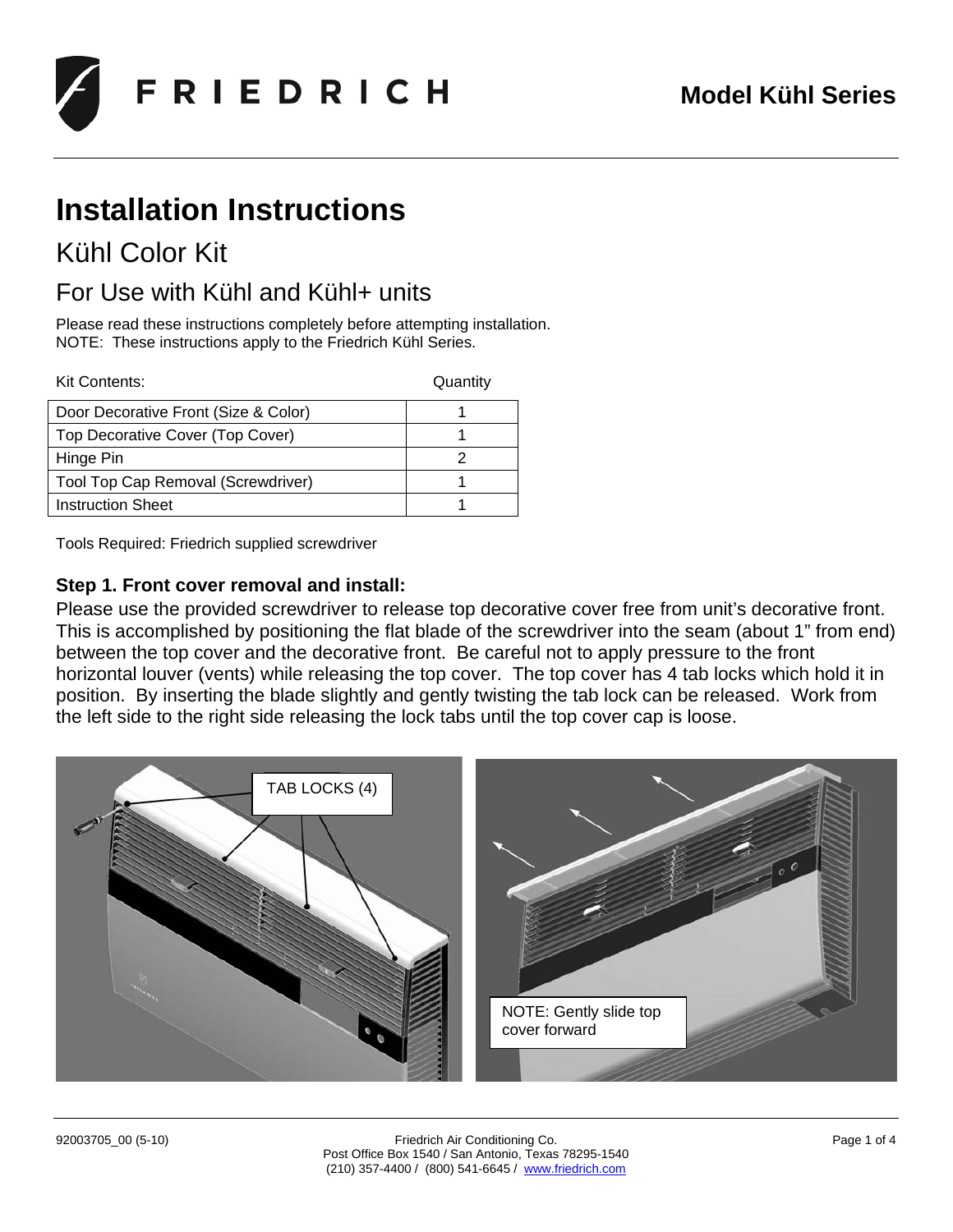FRIEDRICH

**Model Kühl Series**

# Installation Instructions

## Kühl Color Kit

## For Use with Kühl and Kühl+ units

Please read these instructions completely before attempting installation.
NOTE: These instructions apply to the Friedrich Kühl Series.

| Kit Contents: | Quantity |
|---|---|
| Door Decorative Front (Size & Color) | 1 |
| Top Decorative Cover (Top Cover) | 1 |
| Hinge Pin | 2 |
| Tool Top Cap Removal (Screwdriver) | 1 |
| Instruction Sheet | 1 |

Tools Required: Friedrich supplied screwdriver

### Step 1. Front cover removal and install:

Please use the provided screwdriver to release top decorative cover free from unit's decorative front. This is accomplished by positioning the flat blade of the screwdriver into the seam (about 1" from end) between the top cover and the decorative front. Be careful not to apply pressure to the front horizontal louver (vents) while releasing the top cover. The top cover has 4 tab locks which hold it in position. By inserting the blade slightly and gently twisting the tab lock can be released. Work from the left side to the right side releasing the lock tabs until the top cover cap is loose.

TAB LOCKS (4)

NOTE: Gently slide top cover forward

92003705_00 (5-10)

Friedrich Air Conditioning Co.
Post Office Box 1540 / San Antonio, Texas 78295-1540
(210) 357-4400 / (800) 541-6645 / www.friedrich.com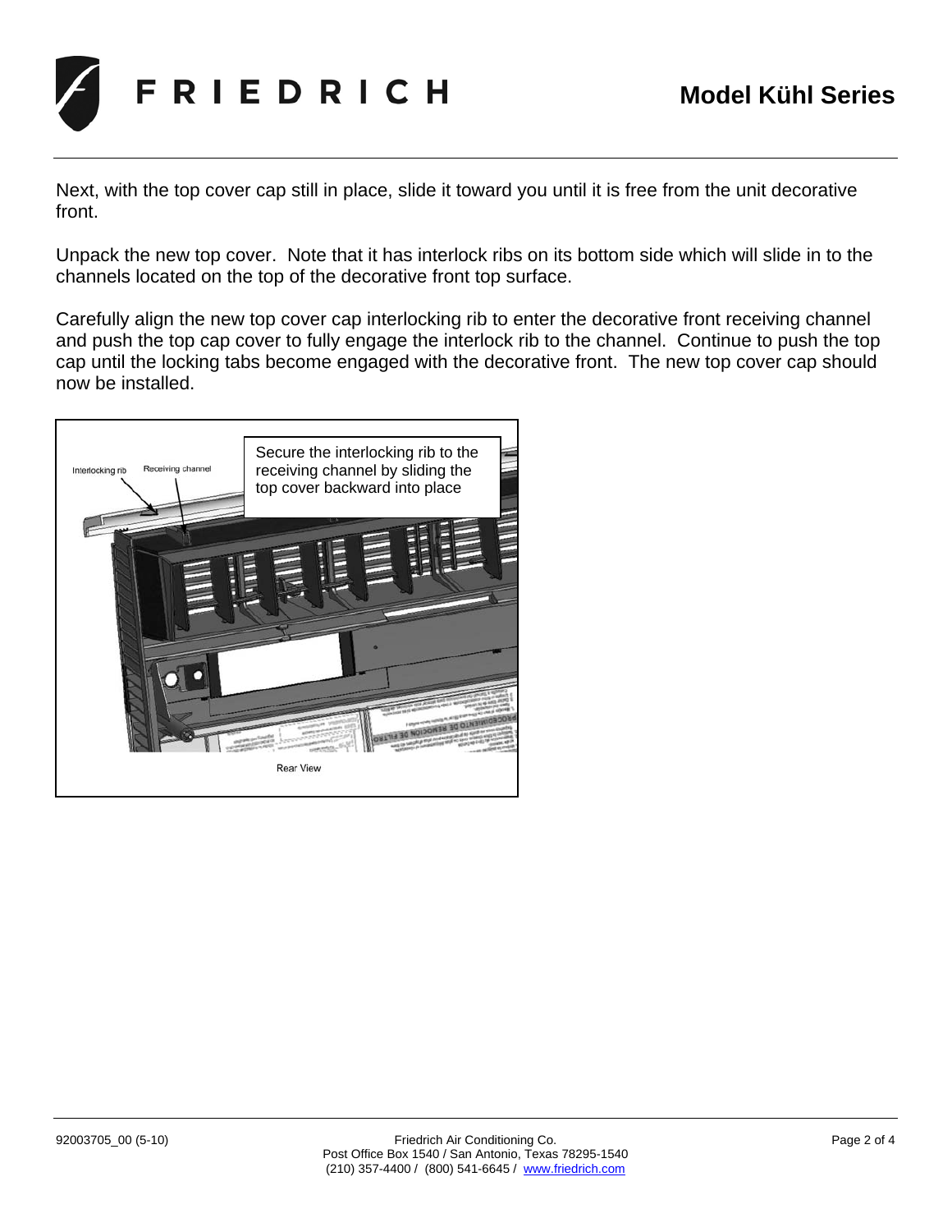Next, with the top cover cap still in place, slide it toward you until it is free from the unit decorative front.

Unpack the new top cover. Note that it has interlock ribs on its bottom side which will slide in to the channels located on the top of the decorative front top surface.

Carefully align the new top cover cap interlocking rib to enter the decorative front receiving channel and push the top cap cover to fully engage the interlock rib to the channel. Continue to push the top cap until the locking tabs become engaged with the decorative front. The new top cover cap should now be installed.

Interlocking rib

Receiving channel

Secure the interlocking rib to the receiving channel by sliding the top cover backward into place

Rear View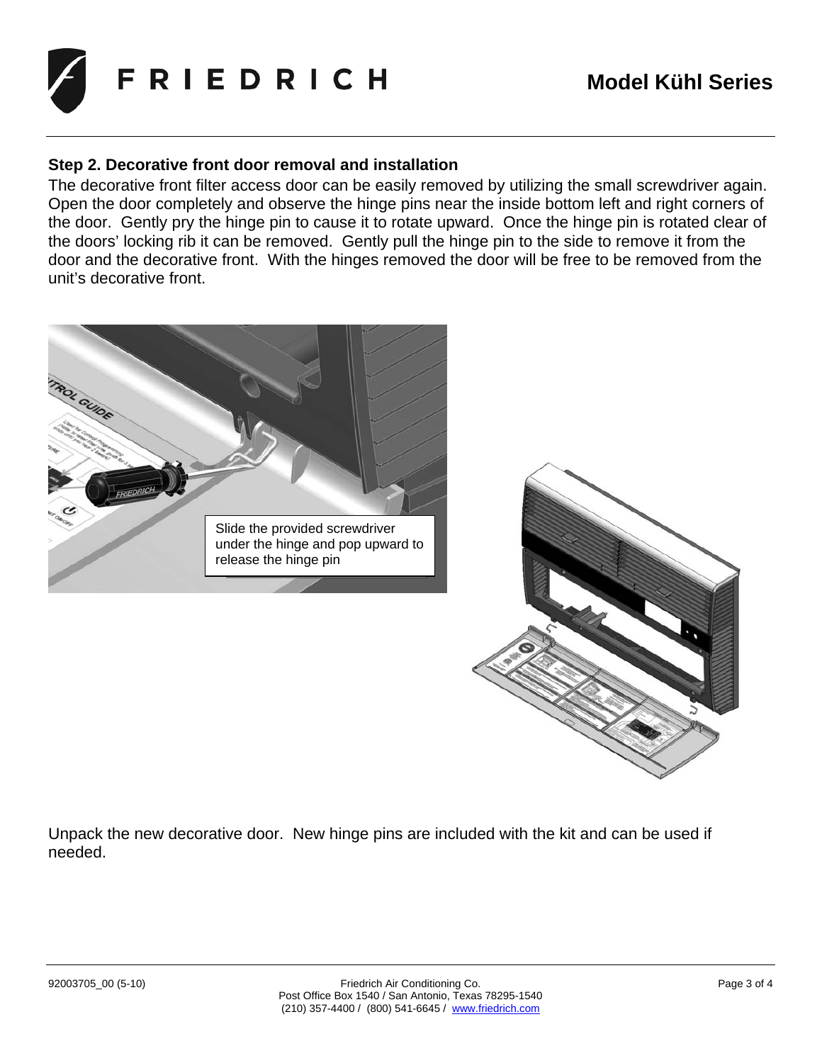## Step 2. Decorative front door removal and installation

The decorative front filter access door can be easily removed by utilizing the small screwdriver again. Open the door completely and observe the hinge pins near the inside bottom left and right corners of the door. Gently pry the hinge pin to cause it to rotate upward. Once the hinge pin is rotated clear of the doors' locking rib it can be removed. Gently pull the hinge pin to the side to remove it from the door and the decorative front. With the hinges removed the door will be free to be removed from the unit's decorative front.

Slide the provided screwdriver under the hinge and pop upward to release the hinge pin

Unpack the new decorative door. New hinge pins are included with the kit and can be used if needed.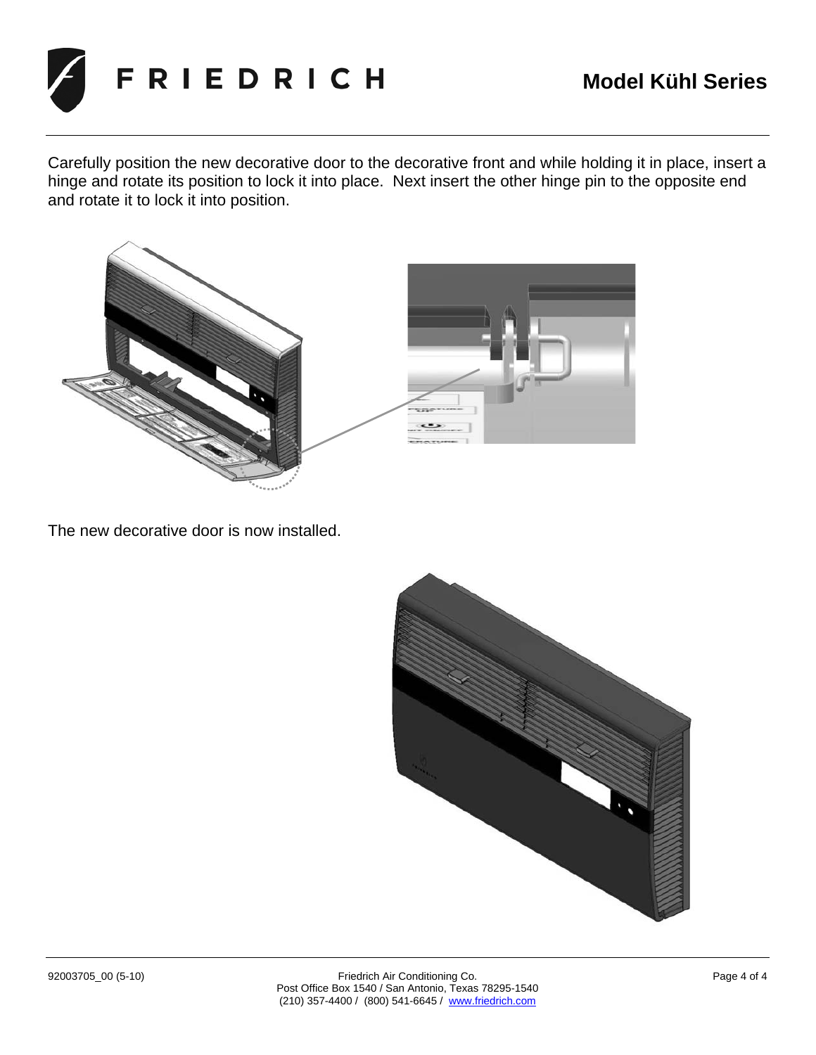Carefully position the new decorative door to the decorative front and while holding it in place, insert a hinge and rotate its position to lock it into place. Next insert the other hinge pin to the opposite end and rotate it to lock it into position.

The new decorative door is now installed.